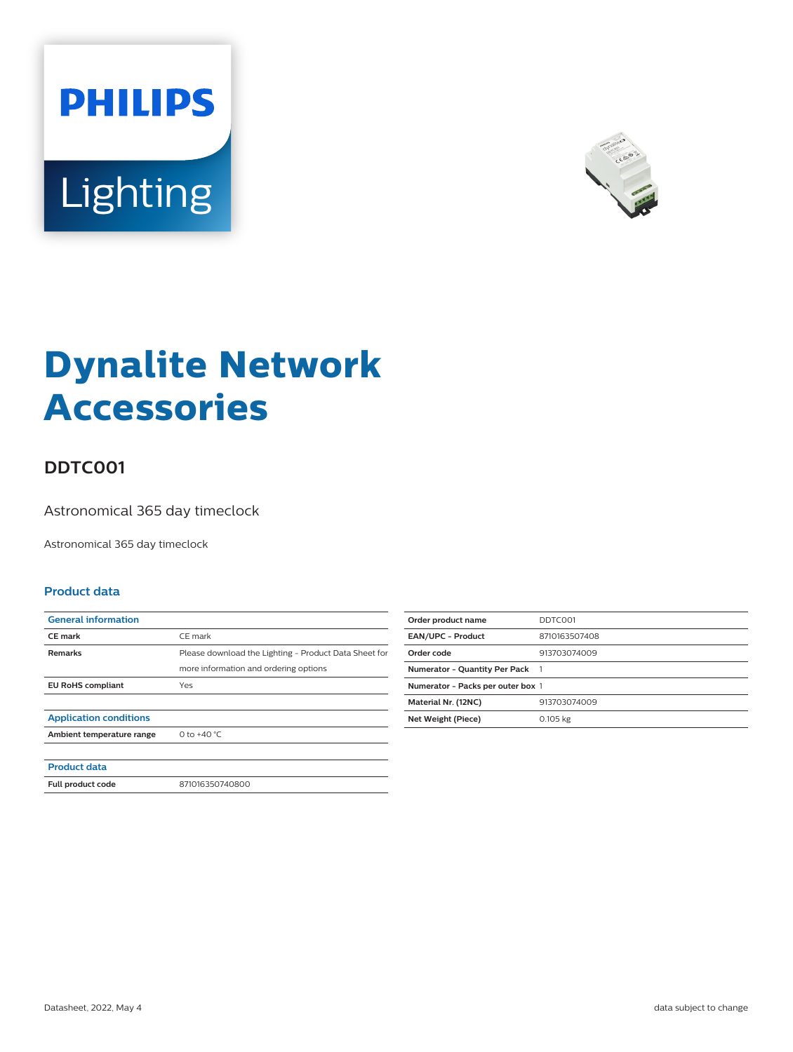# Dynalite Network Accessories

## DDTC001

Astronomical 365 day timeclock

Astronomical 365 day timeclock

### Product data

| General information | |
|---|---|
| CE mark | CE mark |
| Remarks | Please download the Lighting - Product Data Sheet for more information and ordering options |
| EU RoHS compliant | Yes |

| Application conditions | |
|---|---|
| Ambient temperature range | 0 to +40 °C |

| Product data | |
|---|---|
| Full product code | 871016350740800 |

| | |
|---|---|
| Order product name | DDTC001 |
| EAN/UPC - Product | 8710163507408 |
| Order code | 913703074009 |
| Numerator - Quantity Per Pack | 1 |
| Numerator - Packs per outer box | 1 |
| Material Nr. (12NC) | 913703074009 |
| Net Weight (Piece) | 0.105 kg |

Datasheet, 2022, May 4

data subject to change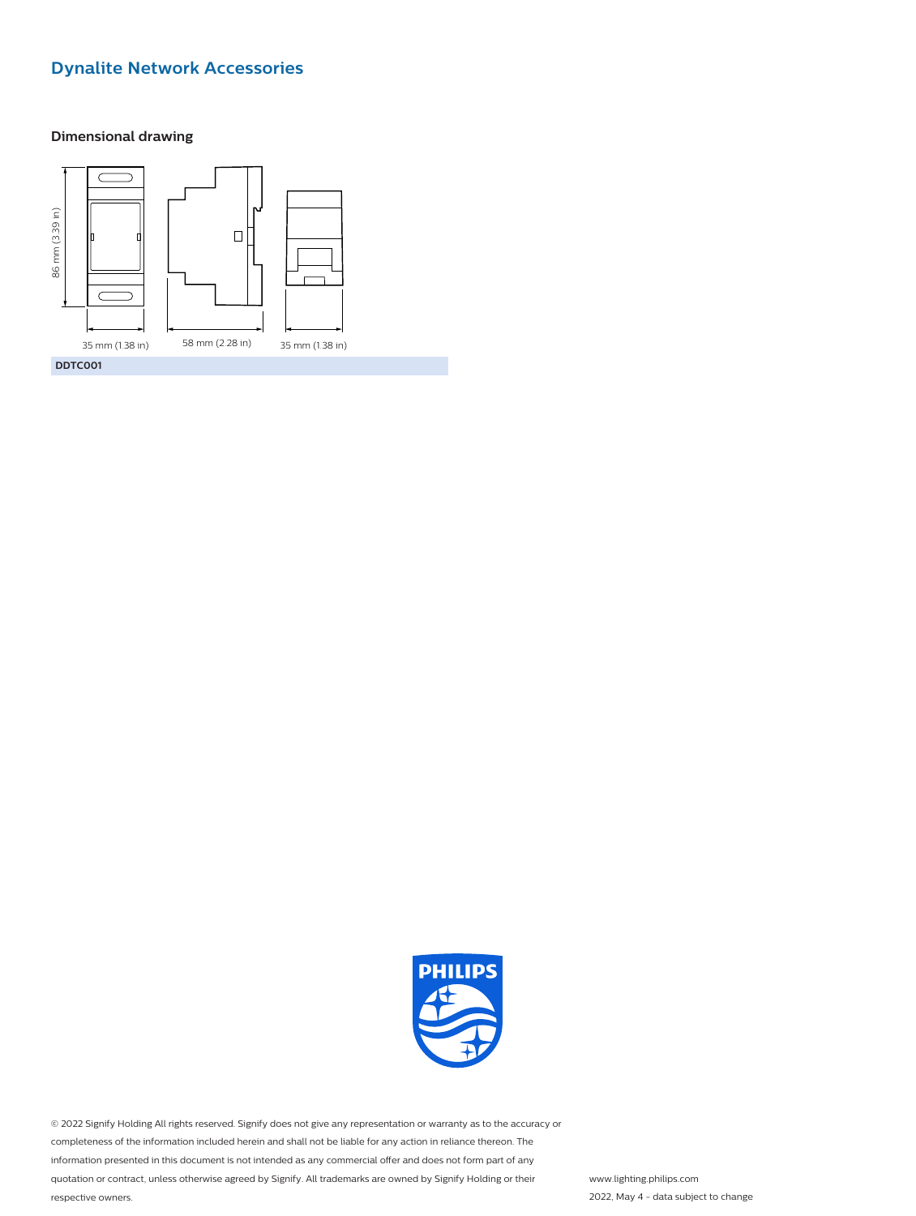## Dynalite Network Accessories

### Dimensional drawing

86 mm (3.39 in)

35 mm (1.38 in)

58 mm (2.28 in)

35 mm (1.38 in)

**DDTC001**

© 2022 Signify Holding All rights reserved. Signify does not give any representation or warranty as to the accuracy or completeness of the information included herein and shall not be liable for any action in reliance thereon. The information presented in this document is not intended as any commercial offer and does not form part of any quotation or contract, unless otherwise agreed by Signify. All trademarks are owned by Signify Holding or their respective owners.

www.lighting.philips.com

2022, May 4 - data subject to change